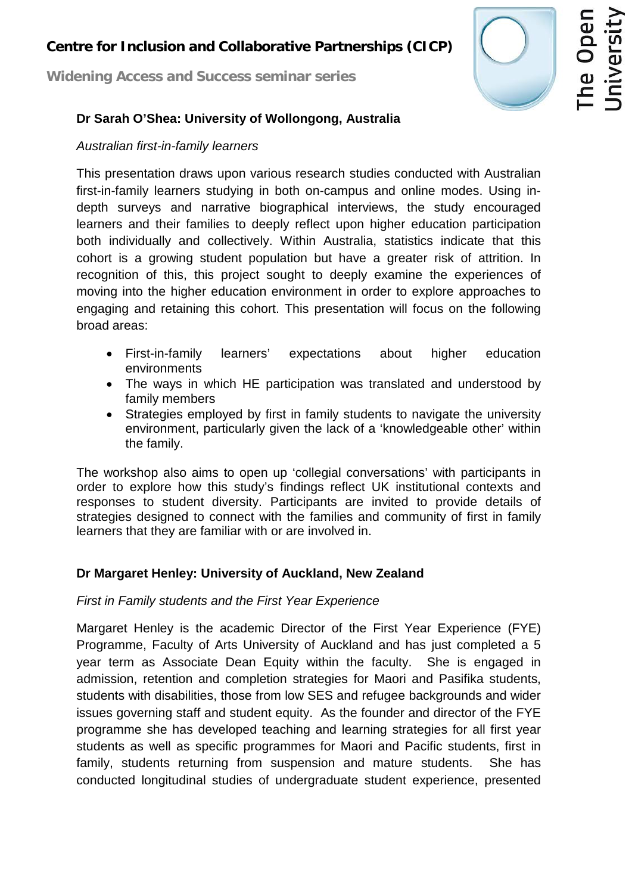**Centre for Inclusion and Collaborative Partnerships (CICP)**

**Widening Access and Success seminar series**

**Dr Sarah O'Shea: University of Wollongong, Australia**

*Australian first-in-family learners*

This presentation draws upon various research studies conducted with Australian first-in-family learners studying in both on-campus and online modes. Using in-depth surveys and narrative biographical interviews, the study encouraged learners and their families to deeply reflect upon higher education participation both individually and collectively. Within Australia, statistics indicate that this cohort is a growing student population but have a greater risk of attrition. In recognition of this, this project sought to deeply examine the experiences of moving into the higher education environment in order to explore approaches to engaging and retaining this cohort. This presentation will focus on the following broad areas:

- First-in-family learners' expectations about higher education environments
- The ways in which HE participation was translated and understood by family members
- Strategies employed by first in family students to navigate the university environment, particularly given the lack of a 'knowledgeable other' within the family.

The workshop also aims to open up 'collegial conversations' with participants in order to explore how this study's findings reflect UK institutional contexts and responses to student diversity. Participants are invited to provide details of strategies designed to connect with the families and community of first in family learners that they are familiar with or are involved in.

**Dr Margaret Henley: University of Auckland, New Zealand**

*First in Family students and the First Year Experience*

Margaret Henley is the academic Director of the First Year Experience (FYE) Programme, Faculty of Arts University of Auckland and has just completed a 5 year term as Associate Dean Equity within the faculty. She is engaged in admission, retention and completion strategies for Maori and Pasifika students, students with disabilities, those from low SES and refugee backgrounds and wider issues governing staff and student equity. As the founder and director of the FYE programme she has developed teaching and learning strategies for all first year students as well as specific programmes for Maori and Pacific students, first in family, students returning from suspension and mature students. She has conducted longitudinal studies of undergraduate student experience, presented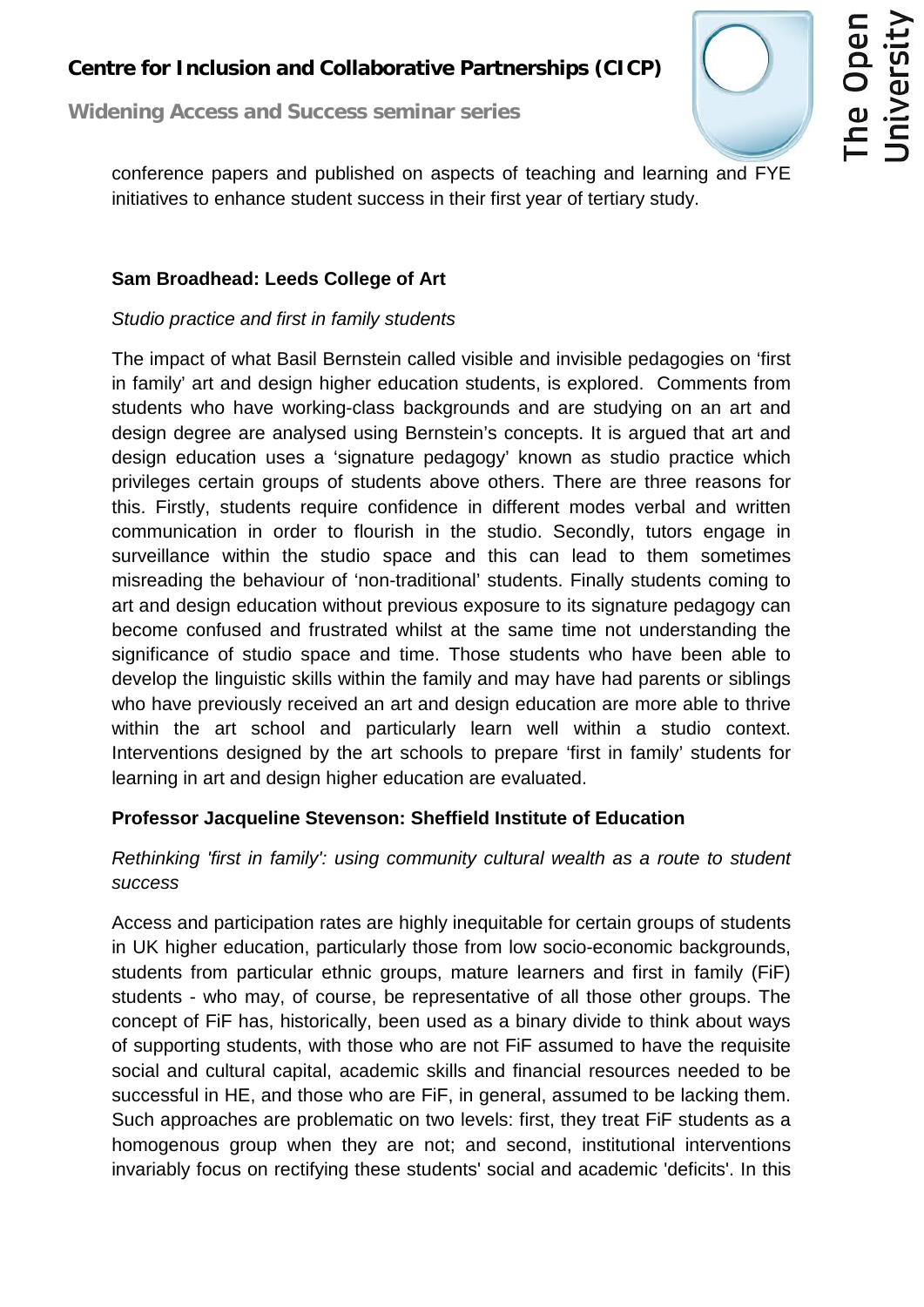conference papers and published on aspects of teaching and learning and FYE initiatives to enhance student success in their first year of tertiary study.

**Sam Broadhead: Leeds College of Art**

*Studio practice and first in family students*

The impact of what Basil Bernstein called visible and invisible pedagogies on 'first in family' art and design higher education students, is explored. Comments from students who have working-class backgrounds and are studying on an art and design degree are analysed using Bernstein's concepts. It is argued that art and design education uses a 'signature pedagogy' known as studio practice which privileges certain groups of students above others. There are three reasons for this. Firstly, students require confidence in different modes verbal and written communication in order to flourish in the studio. Secondly, tutors engage in surveillance within the studio space and this can lead to them sometimes misreading the behaviour of 'non-traditional' students. Finally students coming to art and design education without previous exposure to its signature pedagogy can become confused and frustrated whilst at the same time not understanding the significance of studio space and time. Those students who have been able to develop the linguistic skills within the family and may have had parents or siblings who have previously received an art and design education are more able to thrive within the art school and particularly learn well within a studio context. Interventions designed by the art schools to prepare 'first in family' students for learning in art and design higher education are evaluated.

**Professor Jacqueline Stevenson: Sheffield Institute of Education**

*Rethinking 'first in family': using community cultural wealth as a route to student success*

Access and participation rates are highly inequitable for certain groups of students in UK higher education, particularly those from low socio-economic backgrounds, students from particular ethnic groups, mature learners and first in family (FiF) students - who may, of course, be representative of all those other groups. The concept of FiF has, historically, been used as a binary divide to think about ways of supporting students, with those who are not FiF assumed to have the requisite social and cultural capital, academic skills and financial resources needed to be successful in HE, and those who are FiF, in general, assumed to be lacking them. Such approaches are problematic on two levels: first, they treat FiF students as a homogenous group when they are not; and second, institutional interventions invariably focus on rectifying these students' social and academic 'deficits'. In this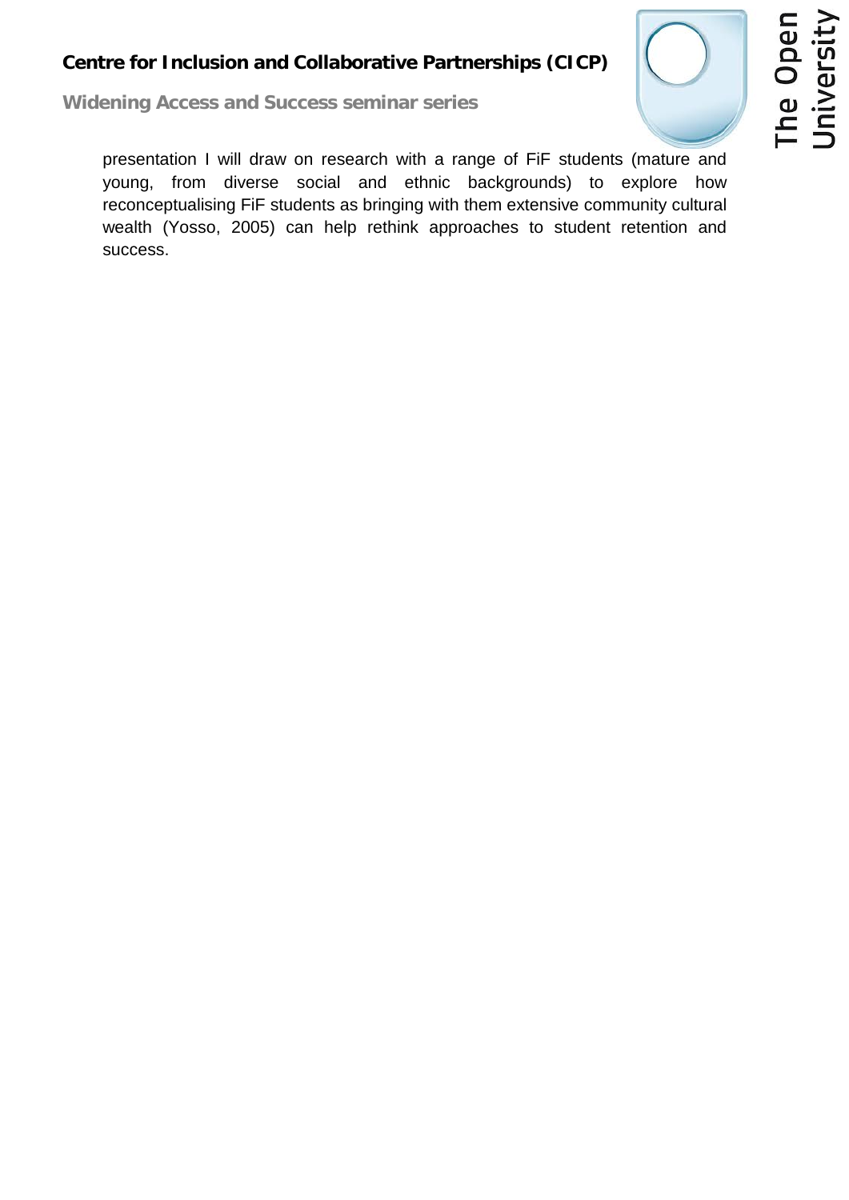presentation I will draw on research with a range of FiF students (mature and young, from diverse social and ethnic backgrounds) to explore how reconceptualising FiF students as bringing with them extensive community cultural wealth (Yosso, 2005) can help rethink approaches to student retention and success.